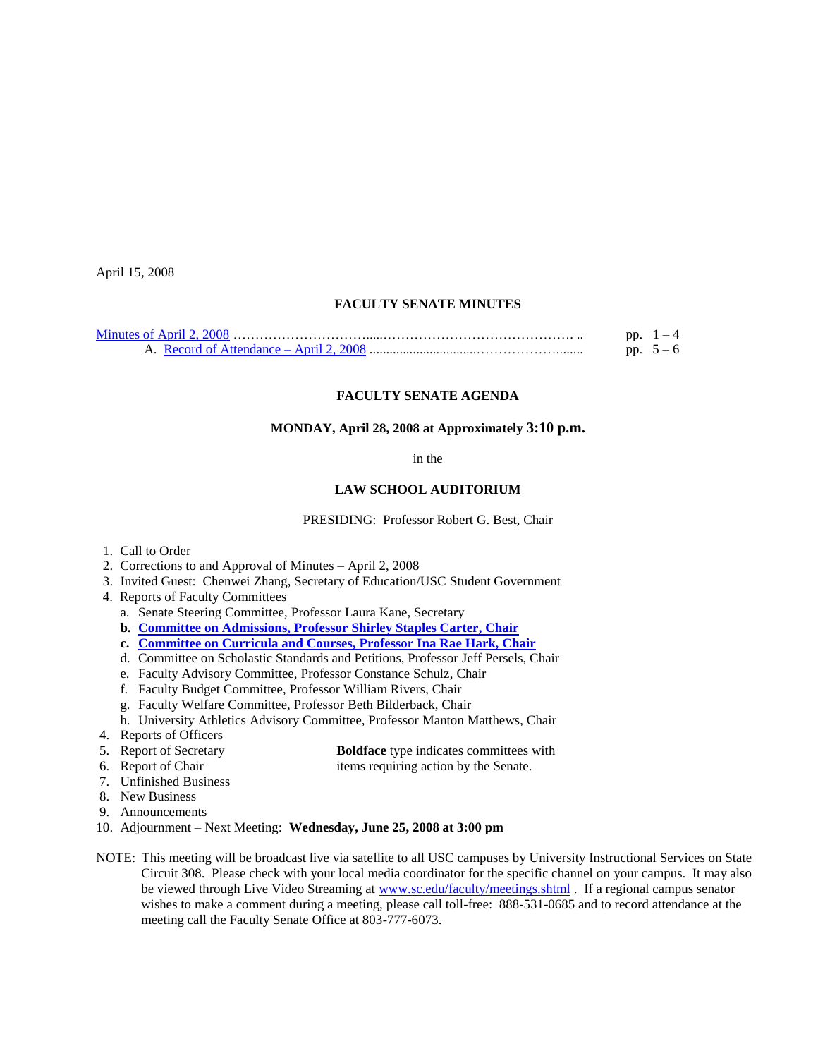April 15, 2008

## FACULTY SENATE MINUTES

Minutes of April 2, 2008 ……………………………....……………………………………. .. pp. 1 – 4
  A. Record of Attendance – April 2, 2008 ..............................……………….…...... pp. 5 – 6

## FACULTY SENATE AGENDA

### MONDAY, April 28, 2008 at Approximately 3:10 p.m.

in the

### LAW SCHOOL AUDITORIUM

PRESIDING: Professor Robert G. Best, Chair

1. Call to Order
2. Corrections to and Approval of Minutes – April 2, 2008
3. Invited Guest: Chenwei Zhang, Secretary of Education/USC Student Government
4. Reports of Faculty Committees
   a. Senate Steering Committee, Professor Laura Kane, Secretary
   **b. Committee on Admissions, Professor Shirley Staples Carter, Chair**
   **c. Committee on Curricula and Courses, Professor Ina Rae Hark, Chair**
   d. Committee on Scholastic Standards and Petitions, Professor Jeff Persels, Chair
   e. Faculty Advisory Committee, Professor Constance Schulz, Chair
   f. Faculty Budget Committee, Professor William Rivers, Chair
   g. Faculty Welfare Committee, Professor Beth Bilderback, Chair
   h. University Athletics Advisory Committee, Professor Manton Matthews, Chair
4. Reports of Officers
5. Report of Secretary
6. Report of Chair
7. Unfinished Business
8. New Business
9. Announcements
10. Adjournment – Next Meeting: **Wednesday, June 25, 2008 at 3:00 pm**

**Boldface** type indicates committees with items requiring action by the Senate.

NOTE: This meeting will be broadcast live via satellite to all USC campuses by University Instructional Services on State Circuit 308. Please check with your local media coordinator for the specific channel on your campus. It may also be viewed through Live Video Streaming at www.sc.edu/faculty/meetings.shtml . If a regional campus senator wishes to make a comment during a meeting, please call toll-free: 888-531-0685 and to record attendance at the meeting call the Faculty Senate Office at 803-777-6073.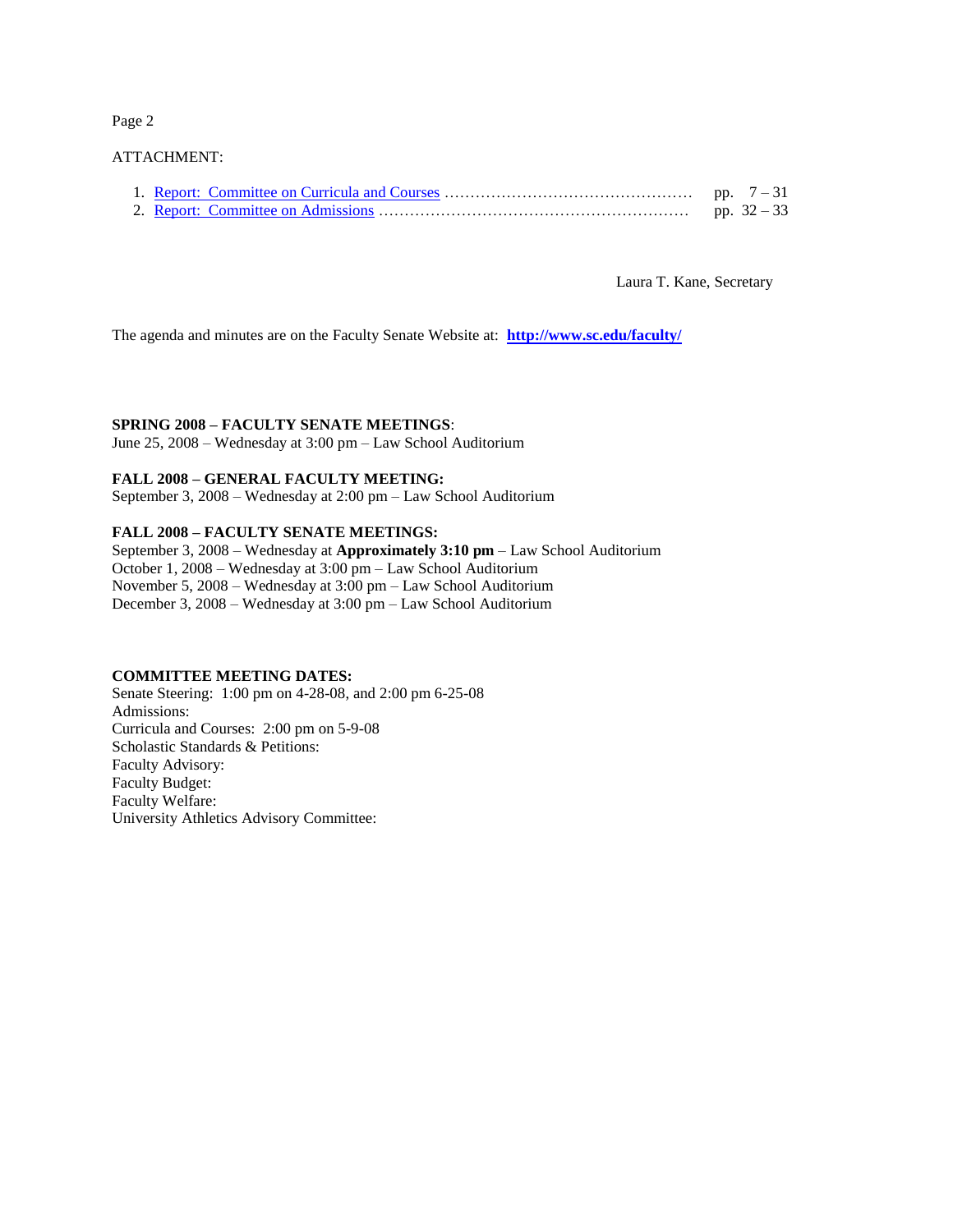ATTACHMENT:

1. Report: Committee on Curricula and Courses ………………………………………… pp. 7 – 31
2. Report: Committee on Admissions …………………………………………………… pp. 32 – 33

Laura T. Kane, Secretary

The agenda and minutes are on the Faculty Senate Website at: **http://www.sc.edu/faculty/**

**SPRING 2008 – FACULTY SENATE MEETINGS**:
June 25, 2008 – Wednesday at 3:00 pm – Law School Auditorium

**FALL 2008 – GENERAL FACULTY MEETING:**
September 3, 2008 – Wednesday at 2:00 pm – Law School Auditorium

**FALL 2008 – FACULTY SENATE MEETINGS:**
September 3, 2008 – Wednesday at **Approximately 3:10 pm** – Law School Auditorium
October 1, 2008 – Wednesday at 3:00 pm – Law School Auditorium
November 5, 2008 – Wednesday at 3:00 pm – Law School Auditorium
December 3, 2008 – Wednesday at 3:00 pm – Law School Auditorium

**COMMITTEE MEETING DATES:**
Senate Steering: 1:00 pm on 4-28-08, and 2:00 pm 6-25-08
Admissions:
Curricula and Courses: 2:00 pm on 5-9-08
Scholastic Standards & Petitions:
Faculty Advisory:
Faculty Budget:
Faculty Welfare:
University Athletics Advisory Committee: